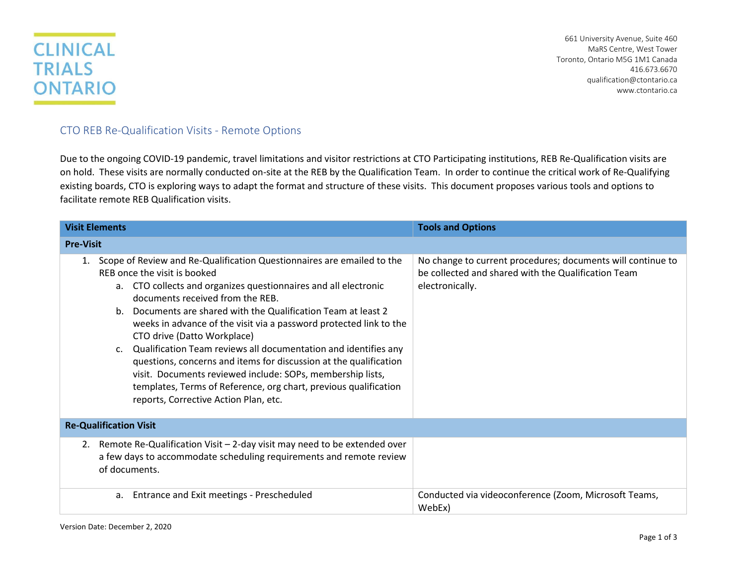CLINICAL TRIALS ONTARIO

661 University Avenue, Suite 460
MaRS Centre, West Tower
Toronto, Ontario M5G 1M1 Canada
416.673.6670
qualification@ctontario.ca
www.ctontario.ca

## CTO REB Re-Qualification Visits - Remote Options

Due to the ongoing COVID-19 pandemic, travel limitations and visitor restrictions at CTO Participating institutions, REB Re-Qualification visits are on hold. These visits are normally conducted on-site at the REB by the Qualification Team. In order to continue the critical work of Re-Qualifying existing boards, CTO is exploring ways to adapt the format and structure of these visits. This document proposes various tools and options to facilitate remote REB Qualification visits.

| Visit Elements | Tools and Options |
|---|---|
| **Pre-Visit** | |
| 1. Scope of Review and Re-Qualification Questionnaires are emailed to the REB once the visit is booked<br>a. CTO collects and organizes questionnaires and all electronic documents received from the REB.<br>b. Documents are shared with the Qualification Team at least 2 weeks in advance of the visit via a password protected link to the CTO drive (Datto Workplace)<br>c. Qualification Team reviews all documentation and identifies any questions, concerns and items for discussion at the qualification visit. Documents reviewed include: SOPs, membership lists, templates, Terms of Reference, org chart, previous qualification reports, Corrective Action Plan, etc. | No change to current procedures; documents will continue to be collected and shared with the Qualification Team electronically. |
| **Re-Qualification Visit** | |
| 2. Remote Re-Qualification Visit – 2-day visit may need to be extended over a few days to accommodate scheduling requirements and remote review of documents. | |
| a. Entrance and Exit meetings - Prescheduled | Conducted via videoconference (Zoom, Microsoft Teams, WebEx) |

Version Date: December 2, 2020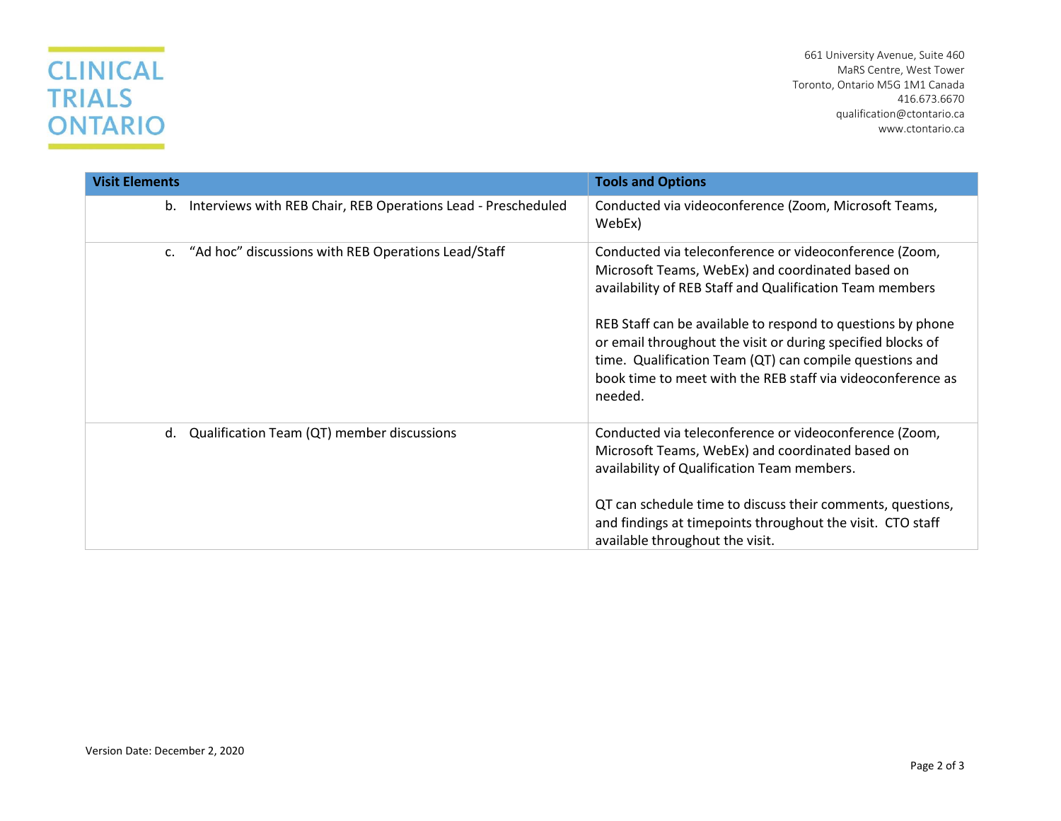| Visit Elements | Tools and Options |
|---|---|
| b. Interviews with REB Chair, REB Operations Lead - Prescheduled | Conducted via videoconference (Zoom, Microsoft Teams, WebEx) |
| c. "Ad hoc" discussions with REB Operations Lead/Staff | Conducted via teleconference or videoconference (Zoom, Microsoft Teams, WebEx) and coordinated based on availability of REB Staff and Qualification Team members<br><br>REB Staff can be available to respond to questions by phone or email throughout the visit or during specified blocks of time. Qualification Team (QT) can compile questions and book time to meet with the REB staff via videoconference as needed. |
| d. Qualification Team (QT) member discussions | Conducted via teleconference or videoconference (Zoom, Microsoft Teams, WebEx) and coordinated based on availability of Qualification Team members.<br><br>QT can schedule time to discuss their comments, questions, and findings at timepoints throughout the visit. CTO staff available throughout the visit. |

Version Date: December 2, 2020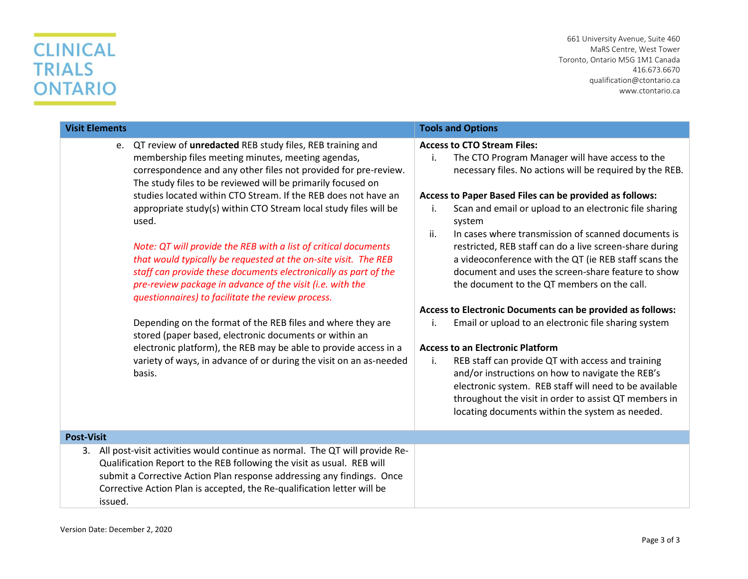**CLINICAL TRIALS ONTARIO**

661 University Avenue, Suite 460
MaRS Centre, West Tower
Toronto, Ontario M5G 1M1 Canada
416.673.6670
qualification@ctontario.ca
www.ctontario.ca

| Visit Elements | Tools and Options |
|---|---|
| e. QT review of **unredacted** REB study files, REB training and membership files meeting minutes, meeting agendas, correspondence and any other files not provided for pre-review. The study files to be reviewed will be primarily focused on studies located within CTO Stream. If the REB does not have an appropriate study(s) within CTO Stream local study files will be used.<br><br>*Note: QT will provide the REB with a list of critical documents that would typically be requested at the on-site visit. The REB staff can provide these documents electronically as part of the pre-review package in advance of the visit (i.e. with the questionnaires) to facilitate the review process.*<br><br>Depending on the format of the REB files and where they are stored (paper based, electronic documents or within an electronic platform), the REB may be able to provide access in a variety of ways, in advance of or during the visit on an as-needed basis. | **Access to CTO Stream Files:**<br>i. The CTO Program Manager will have access to the necessary files. No actions will be required by the REB.<br><br>**Access to Paper Based Files can be provided as follows:**<br>i. Scan and email or upload to an electronic file sharing system<br>ii. In cases where transmission of scanned documents is restricted, REB staff can do a live screen-share during a videoconference with the QT (ie REB staff scans the document and uses the screen-share feature to show the document to the QT members on the call.<br><br>**Access to Electronic Documents can be provided as follows:**<br>i. Email or upload to an electronic file sharing system<br><br>**Access to an Electronic Platform**<br>i. REB staff can provide QT with access and training and/or instructions on how to navigate the REB's electronic system. REB staff will need to be available throughout the visit in order to assist QT members in locating documents within the system as needed. |
| **Post-Visit** | |
| 3. All post-visit activities would continue as normal. The QT will provide Re-Qualification Report to the REB following the visit as usual. REB will submit a Corrective Action Plan response addressing any findings. Once Corrective Action Plan is accepted, the Re-qualification letter will be issued. | |

Version Date: December 2, 2020